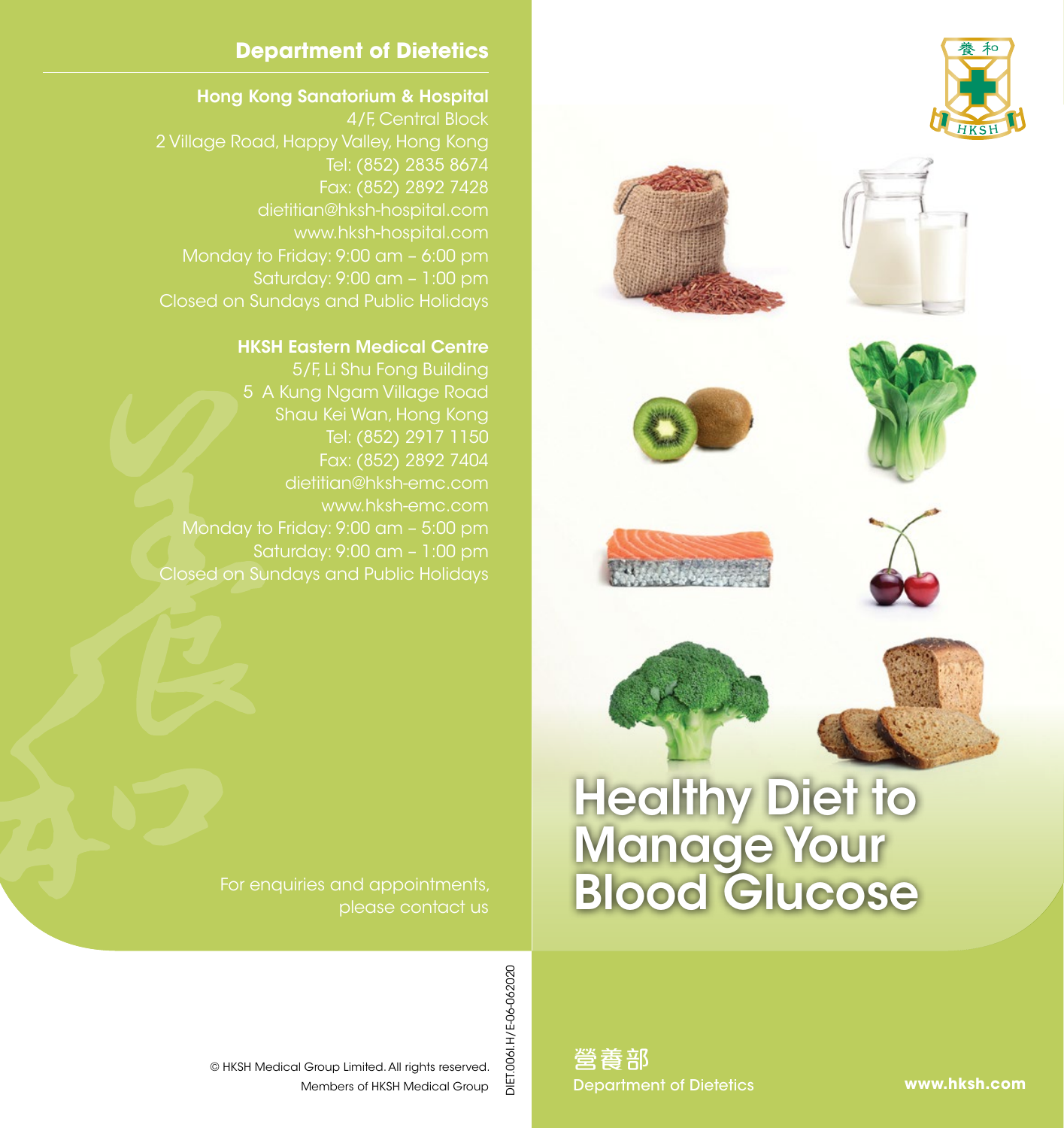## Department of Dietetics

**Hong Kong Sanatorium & Hospital**
4/F, Central Block
2 Village Road, Happy Valley, Hong Kong
Tel: (852) 2835 8674
Fax: (852) 2892 7428
dietitian@hksh-hospital.com
www.hksh-hospital.com
Monday to Friday: 9:00 am – 6:00 pm
Saturday: 9:00 am – 1:00 pm
Closed on Sundays and Public Holidays

**HKSH Eastern Medical Centre**
5/F, Li Shu Fong Building
5 A Kung Ngam Village Road
Shau Kei Wan, Hong Kong
Tel: (852) 2917 1150
Fax: (852) 2892 7404
dietitian@hksh-emc.com
www.hksh-emc.com
Monday to Friday: 9:00 am – 5:00 pm
Saturday: 9:00 am – 1:00 pm
Closed on Sundays and Public Holidays

For enquiries and appointments, please contact us

© HKSH Medical Group Limited. All rights reserved.
Members of HKSH Medical Group

DIET.006I.H/E-06-062020

# Healthy Diet to Manage Your Blood Glucose

營養部
Department of Dietetics

**www.hksh.com**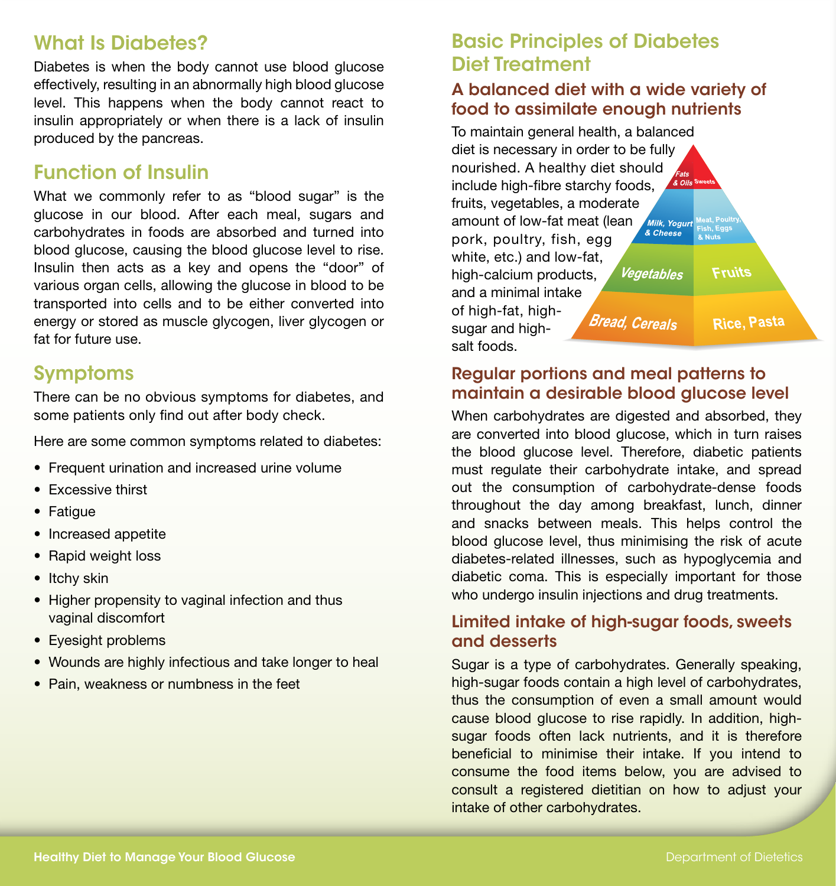## What Is Diabetes?

Diabetes is when the body cannot use blood glucose effectively, resulting in an abnormally high blood glucose level. This happens when the body cannot react to insulin appropriately or when there is a lack of insulin produced by the pancreas.

## Function of Insulin

What we commonly refer to as "blood sugar" is the glucose in our blood. After each meal, sugars and carbohydrates in foods are absorbed and turned into blood glucose, causing the blood glucose level to rise. Insulin then acts as a key and opens the "door" of various organ cells, allowing the glucose in blood to be transported into cells and to be either converted into energy or stored as muscle glycogen, liver glycogen or fat for future use.

## Symptoms

There can be no obvious symptoms for diabetes, and some patients only find out after body check.

Here are some common symptoms related to diabetes:

- Frequent urination and increased urine volume
- Excessive thirst
- Fatigue
- Increased appetite
- Rapid weight loss
- Itchy skin
- Higher propensity to vaginal infection and thus vaginal discomfort
- Eyesight problems
- Wounds are highly infectious and take longer to heal
- Pain, weakness or numbness in the feet

## Basic Principles of Diabetes Diet Treatment

### A balanced diet with a wide variety of food to assimilate enough nutrients

To maintain general health, a balanced diet is necessary in order to be fully nourished. A healthy diet should include high-fibre starchy foods, fruits, vegetables, a moderate amount of low-fat meat (lean pork, poultry, fish, egg white, etc.) and low-fat, high-calcium products, and a minimal intake of high-fat, high-sugar and high-salt foods.

Fats & Oils | Sweets
Milk, Yogurt & Cheese | Meat, Poultry, Fish, Eggs & Nuts
Vegetables | Fruits
Bread, Cereals | Rice, Pasta

### Regular portions and meal patterns to maintain a desirable blood glucose level

When carbohydrates are digested and absorbed, they are converted into blood glucose, which in turn raises the blood glucose level. Therefore, diabetic patients must regulate their carbohydrate intake, and spread out the consumption of carbohydrate-dense foods throughout the day among breakfast, lunch, dinner and snacks between meals. This helps control the blood glucose level, thus minimising the risk of acute diabetes-related illnesses, such as hypoglycemia and diabetic coma. This is especially important for those who undergo insulin injections and drug treatments.

### Limited intake of high-sugar foods, sweets and desserts

Sugar is a type of carbohydrates. Generally speaking, high-sugar foods contain a high level of carbohydrates, thus the consumption of even a small amount would cause blood glucose to rise rapidly. In addition, high-sugar foods often lack nutrients, and it is therefore beneficial to minimise their intake. If you intend to consume the food items below, you are advised to consult a registered dietitian on how to adjust your intake of other carbohydrates.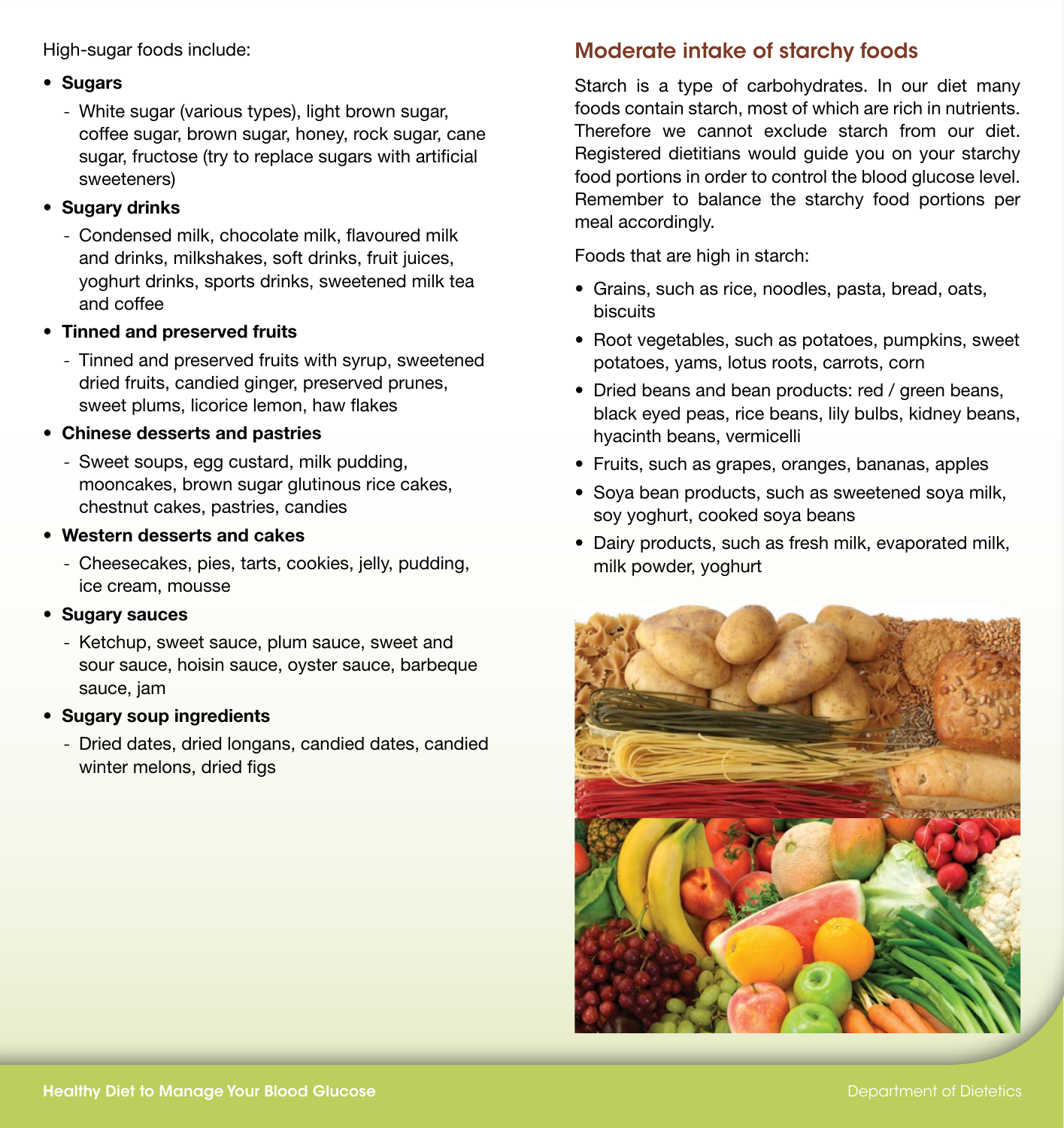High-sugar foods include:

- **Sugars**
  - White sugar (various types), light brown sugar, coffee sugar, brown sugar, honey, rock sugar, cane sugar, fructose (try to replace sugars with artificial sweeteners)
- **Sugary drinks**
  - Condensed milk, chocolate milk, flavoured milk and drinks, milkshakes, soft drinks, fruit juices, yoghurt drinks, sports drinks, sweetened milk tea and coffee
- **Tinned and preserved fruits**
  - Tinned and preserved fruits with syrup, sweetened dried fruits, candied ginger, preserved prunes, sweet plums, licorice lemon, haw flakes
- **Chinese desserts and pastries**
  - Sweet soups, egg custard, milk pudding, mooncakes, brown sugar glutinous rice cakes, chestnut cakes, pastries, candies
- **Western desserts and cakes**
  - Cheesecakes, pies, tarts, cookies, jelly, pudding, ice cream, mousse
- **Sugary sauces**
  - Ketchup, sweet sauce, plum sauce, sweet and sour sauce, hoisin sauce, oyster sauce, barbeque sauce, jam
- **Sugary soup ingredients**
  - Dried dates, dried longans, candied dates, candied winter melons, dried figs

## Moderate intake of starchy foods

Starch is a type of carbohydrates. In our diet many foods contain starch, most of which are rich in nutrients. Therefore we cannot exclude starch from our diet. Registered dietitians would guide you on your starchy food portions in order to control the blood glucose level. Remember to balance the starchy food portions per meal accordingly.

Foods that are high in starch:

- Grains, such as rice, noodles, pasta, bread, oats, biscuits
- Root vegetables, such as potatoes, pumpkins, sweet potatoes, yams, lotus roots, carrots, corn
- Dried beans and bean products: red / green beans, black eyed peas, rice beans, lily bulbs, kidney beans, hyacinth beans, vermicelli
- Fruits, such as grapes, oranges, bananas, apples
- Soya bean products, such as sweetened soya milk, soy yoghurt, cooked soya beans
- Dairy products, such as fresh milk, evaporated milk, milk powder, yoghurt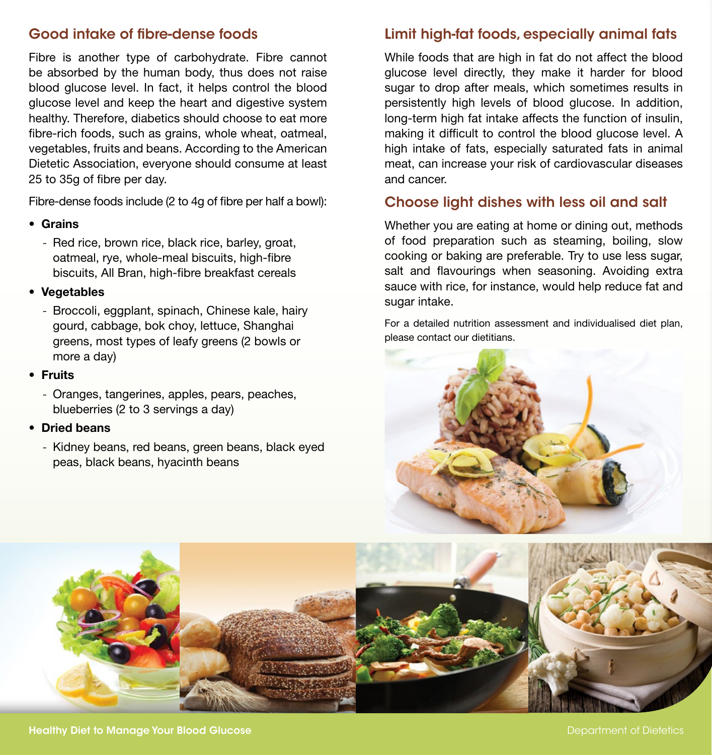## Good intake of fibre-dense foods

Fibre is another type of carbohydrate. Fibre cannot be absorbed by the human body, thus does not raise blood glucose level. In fact, it helps control the blood glucose level and keep the heart and digestive system healthy. Therefore, diabetics should choose to eat more fibre-rich foods, such as grains, whole wheat, oatmeal, vegetables, fruits and beans. According to the American Dietetic Association, everyone should consume at least 25 to 35g of fibre per day.

Fibre-dense foods include (2 to 4g of fibre per half a bowl):

- **Grains**
  - Red rice, brown rice, black rice, barley, groat, oatmeal, rye, whole-meal biscuits, high-fibre biscuits, All Bran, high-fibre breakfast cereals
- **Vegetables**
  - Broccoli, eggplant, spinach, Chinese kale, hairy gourd, cabbage, bok choy, lettuce, Shanghai greens, most types of leafy greens (2 bowls or more a day)
- **Fruits**
  - Oranges, tangerines, apples, pears, peaches, blueberries (2 to 3 servings a day)
- **Dried beans**
  - Kidney beans, red beans, green beans, black eyed peas, black beans, hyacinth beans

## Limit high-fat foods, especially animal fats

While foods that are high in fat do not affect the blood glucose level directly, they make it harder for blood sugar to drop after meals, which sometimes results in persistently high levels of blood glucose. In addition, long-term high fat intake affects the function of insulin, making it difficult to control the blood glucose level. A high intake of fats, especially saturated fats in animal meat, can increase your risk of cardiovascular diseases and cancer.

## Choose light dishes with less oil and salt

Whether you are eating at home or dining out, methods of food preparation such as steaming, boiling, slow cooking or baking are preferable. Try to use less sugar, salt and flavourings when seasoning. Avoiding extra sauce with rice, for instance, would help reduce fat and sugar intake.

For a detailed nutrition assessment and individualised diet plan, please contact our dietitians.